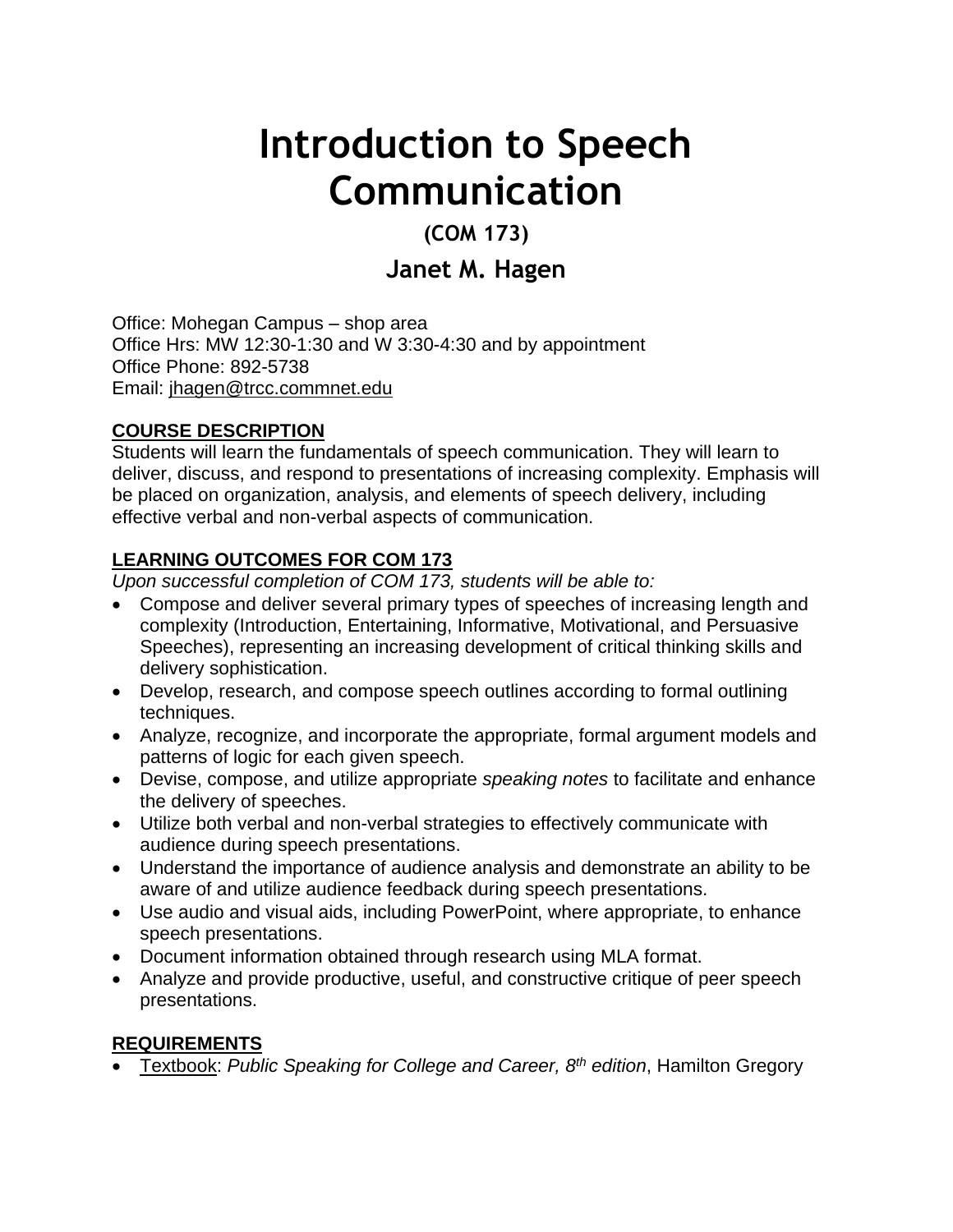# Introduction to Speech Communication

## (COM 173)

## Janet M. Hagen

Office: Mohegan Campus – shop area
Office Hrs: MW 12:30-1:30 and W 3:30-4:30 and by appointment
Office Phone: 892-5738
Email: jhagen@trcc.commnet.edu

**COURSE DESCRIPTION**

Students will learn the fundamentals of speech communication. They will learn to deliver, discuss, and respond to presentations of increasing complexity. Emphasis will be placed on organization, analysis, and elements of speech delivery, including effective verbal and non-verbal aspects of communication.

**LEARNING OUTCOMES FOR COM 173**

*Upon successful completion of COM 173, students will be able to:*

- Compose and deliver several primary types of speeches of increasing length and complexity (Introduction, Entertaining, Informative, Motivational, and Persuasive Speeches), representing an increasing development of critical thinking skills and delivery sophistication.
- Develop, research, and compose speech outlines according to formal outlining techniques.
- Analyze, recognize, and incorporate the appropriate, formal argument models and patterns of logic for each given speech.
- Devise, compose, and utilize appropriate *speaking notes* to facilitate and enhance the delivery of speeches.
- Utilize both verbal and non-verbal strategies to effectively communicate with audience during speech presentations.
- Understand the importance of audience analysis and demonstrate an ability to be aware of and utilize audience feedback during speech presentations.
- Use audio and visual aids, including PowerPoint, where appropriate, to enhance speech presentations.
- Document information obtained through research using MLA format.
- Analyze and provide productive, useful, and constructive critique of peer speech presentations.

**REQUIREMENTS**

- Textbook: *Public Speaking for College and Career, 8th edition*, Hamilton Gregory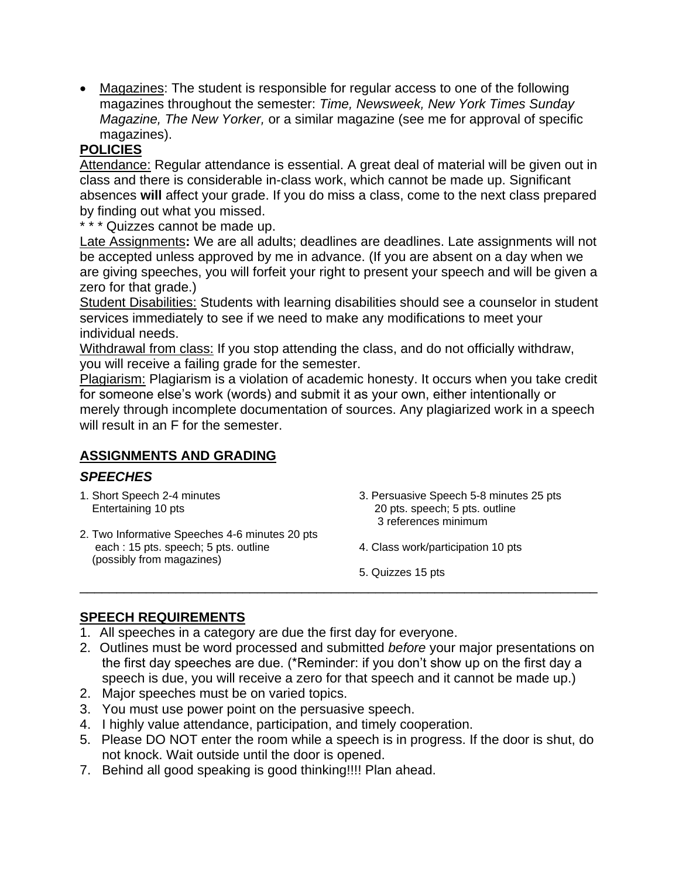- Magazines: The student is responsible for regular access to one of the following magazines throughout the semester: *Time, Newsweek, New York Times Sunday Magazine, The New Yorker,* or a similar magazine (see me for approval of specific magazines).

## POLICIES

Attendance: Regular attendance is essential. A great deal of material will be given out in class and there is considerable in-class work, which cannot be made up. Significant absences **will** affect your grade. If you do miss a class, come to the next class prepared by finding out what you missed.

* * * Quizzes cannot be made up.

Late Assignments**:** We are all adults; deadlines are deadlines. Late assignments will not be accepted unless approved by me in advance. (If you are absent on a day when we are giving speeches, you will forfeit your right to present your speech and will be given a zero for that grade.)

Student Disabilities: Students with learning disabilities should see a counselor in student services immediately to see if we need to make any modifications to meet your individual needs.

Withdrawal from class: If you stop attending the class, and do not officially withdraw, you will receive a failing grade for the semester.

Plagiarism: Plagiarism is a violation of academic honesty. It occurs when you take credit for someone else's work (words) and submit it as your own, either intentionally or merely through incomplete documentation of sources. Any plagiarized work in a speech will result in an F for the semester.

## ASSIGNMENTS AND GRADING

### *SPEECHES*

1. Short Speech 2-4 minutes
   Entertaining 10 pts
2. Two Informative Speeches 4-6 minutes 20 pts each : 15 pts. speech; 5 pts. outline (possibly from magazines)
3. Persuasive Speech 5-8 minutes 25 pts
   20 pts. speech; 5 pts. outline
   3 references minimum
4. Class work/participation 10 pts
5. Quizzes 15 pts

---

## SPEECH REQUIREMENTS

1. All speeches in a category are due the first day for everyone.
2. Outlines must be word processed and submitted *before* your major presentations on the first day speeches are due. (*Reminder: if you don't show up on the first day a speech is due, you will receive a zero for that speech and it cannot be made up.)
2. Major speeches must be on varied topics.
3. You must use power point on the persuasive speech.
4. I highly value attendance, participation, and timely cooperation.
5. Please DO NOT enter the room while a speech is in progress. If the door is shut, do not knock. Wait outside until the door is opened.
7. Behind all good speaking is good thinking!!!! Plan ahead.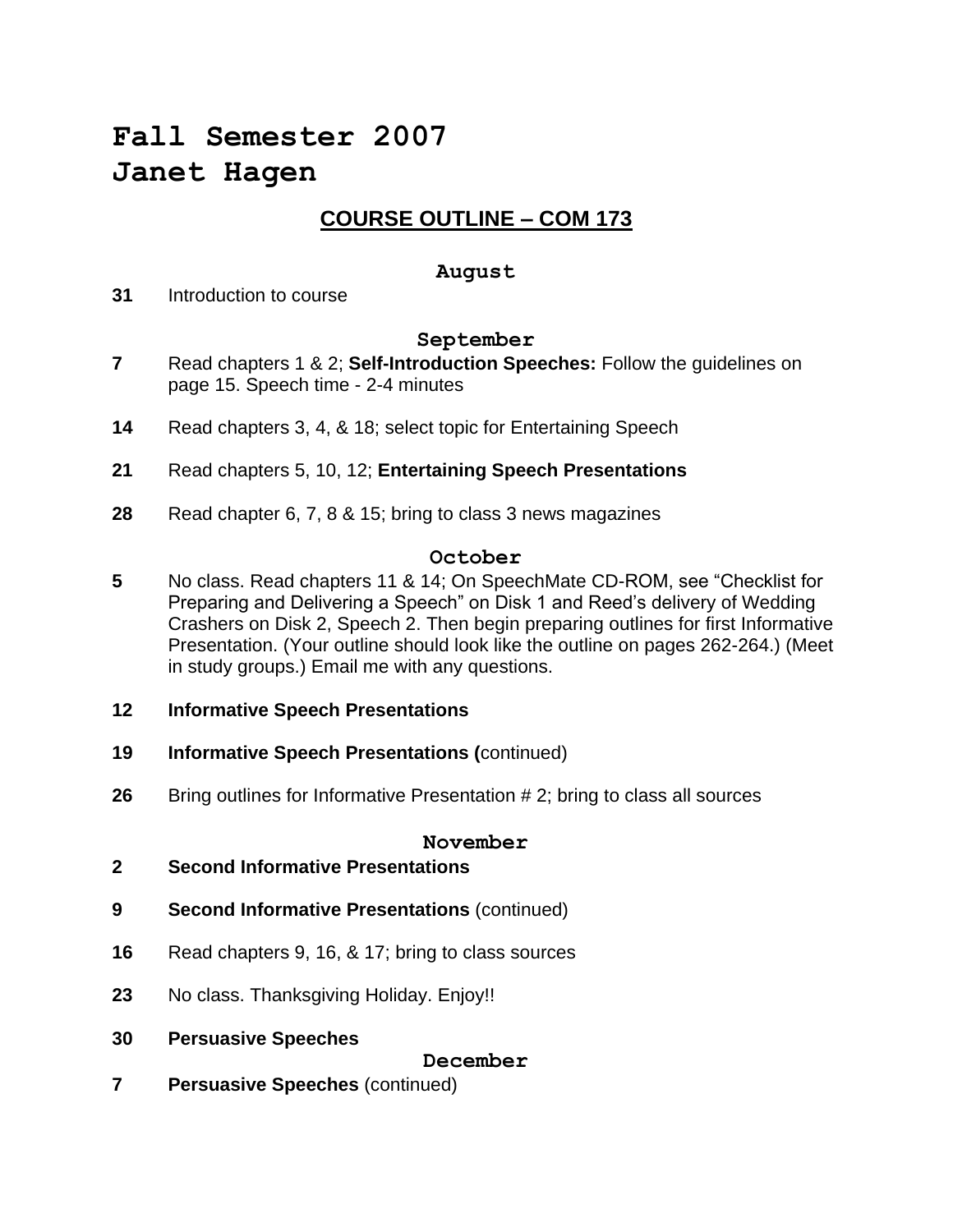# Fall Semester 2007
# Janet Hagen

## COURSE OUTLINE – COM 173

### August

**31** Introduction to course

### September

**7** Read chapters 1 & 2; **Self-Introduction Speeches:** Follow the guidelines on page 15. Speech time - 2-4 minutes

**14** Read chapters 3, 4, & 18; select topic for Entertaining Speech

**21** Read chapters 5, 10, 12; **Entertaining Speech Presentations**

**28** Read chapter 6, 7, 8 & 15; bring to class 3 news magazines

### October

**5** No class. Read chapters 11 & 14; On SpeechMate CD-ROM, see "Checklist for Preparing and Delivering a Speech" on Disk 1 and Reed's delivery of Wedding Crashers on Disk 2, Speech 2. Then begin preparing outlines for first Informative Presentation. (Your outline should look like the outline on pages 262-264.) (Meet in study groups.) Email me with any questions.

**12** **Informative Speech Presentations**

**19** **Informative Speech Presentations (**continued)

**26** Bring outlines for Informative Presentation # 2; bring to class all sources

### November

**2** **Second Informative Presentations**

**9** **Second Informative Presentations** (continued)

**16** Read chapters 9, 16, & 17; bring to class sources

**23** No class. Thanksgiving Holiday. Enjoy!!

**30** **Persuasive Speeches**

### December

**7** **Persuasive Speeches** (continued)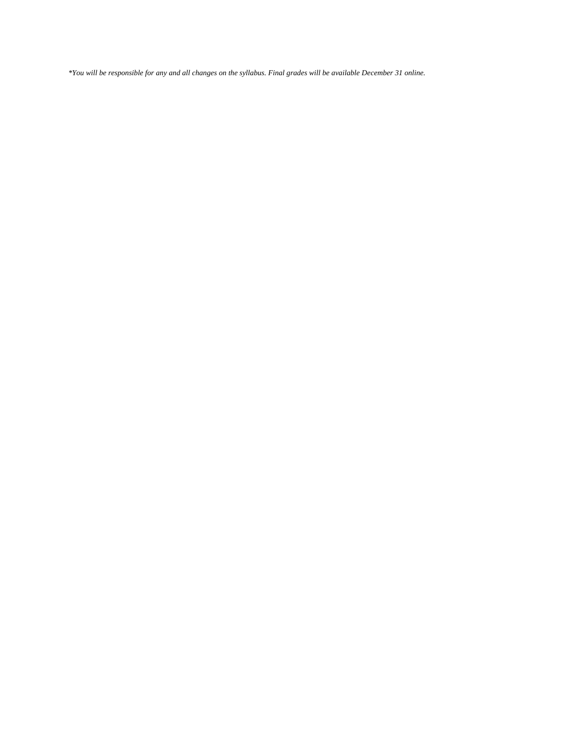*\*You will be responsible for any and all changes on the syllabus. Final grades will be available December 31 online.*